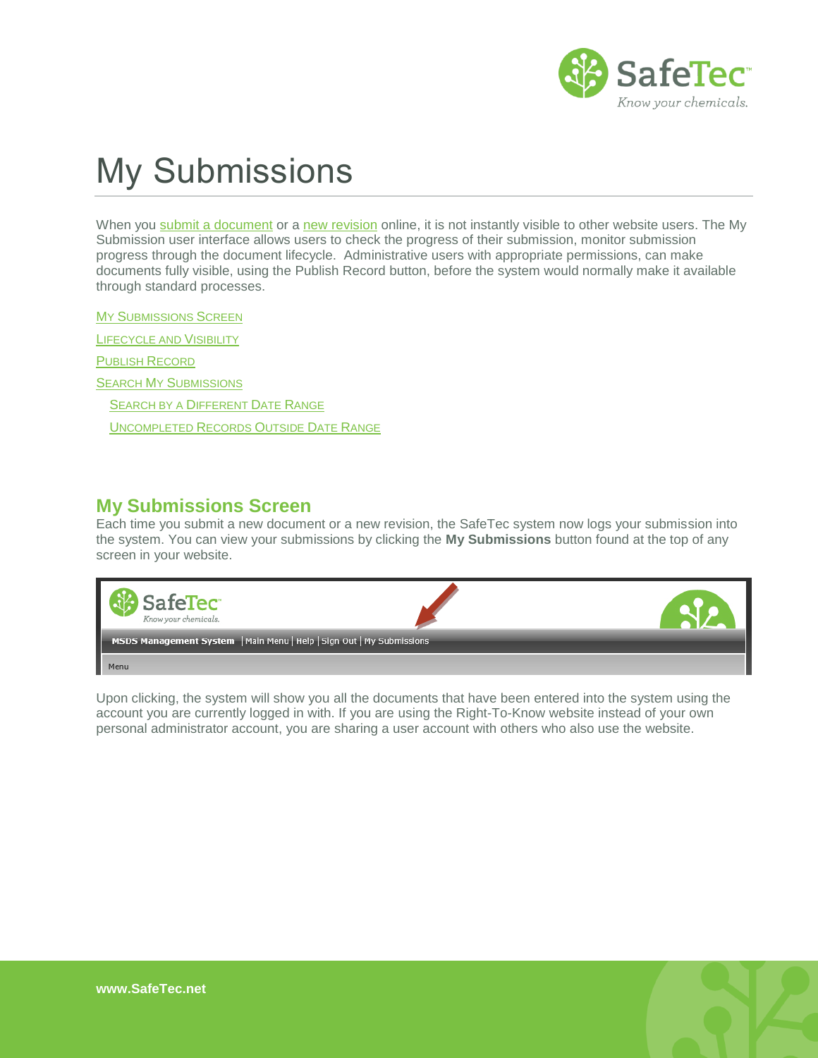# My Submissions

When you submit a document or a new revision online, it is not instantly visible to other website users. The My Submission user interface allows users to check the progress of their submission, monitor submission progress through the document lifecycle. Administrative users with appropriate permissions, can make documents fully visible, using the Publish Record button, before the system would normally make it available through standard processes.

- My Submissions Screen
- Lifecycle and Visibility
- Publish Record
- Search My Submissions
  - Search by a Different Date Range
  - Uncompleted Records Outside Date Range

## My Submissions Screen

Each time you submit a new document or a new revision, the SafeTec system now logs your submission into the system. You can view your submissions by clicking the **My Submissions** button found at the top of any screen in your website.

Upon clicking, the system will show you all the documents that have been entered into the system using the account you are currently logged in with. If you are using the Right-To-Know website instead of your own personal administrator account, you are sharing a user account with others who also use the website.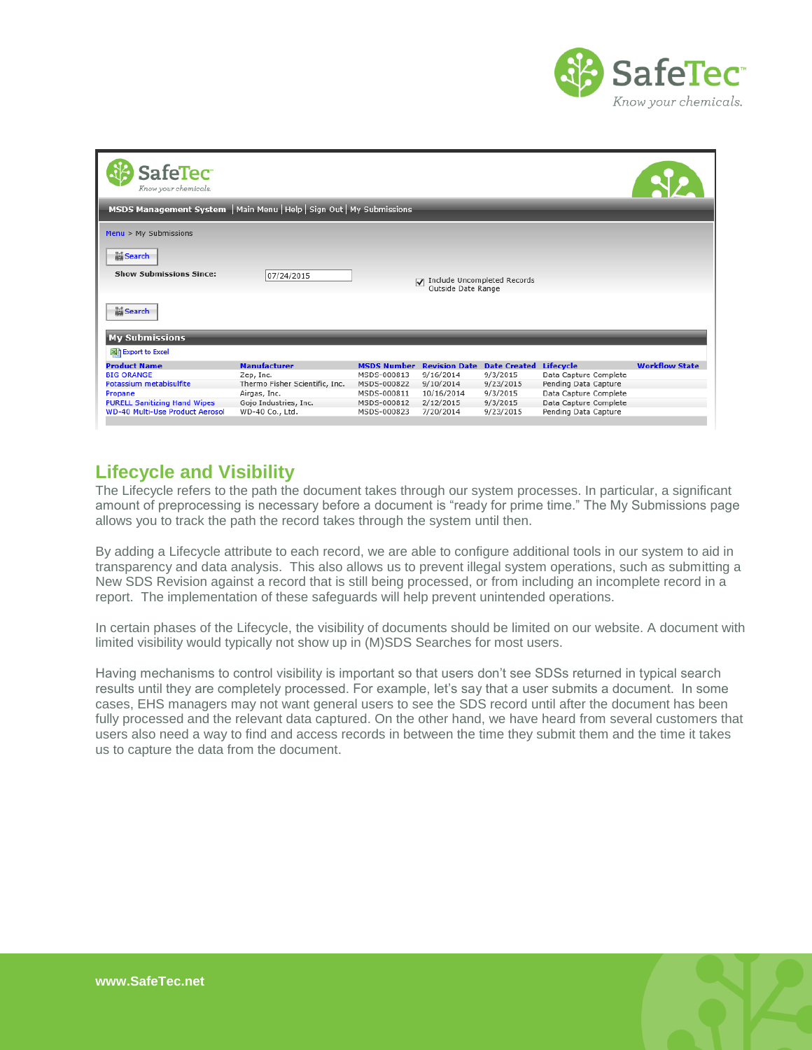Menu > My Submissions

Search

Show Submissions Since: 07/24/2015

☑ Include Uncompleted Records Outside Date Range

Search

**My Submissions**

Export to Excel

| Product Name | Manufacturer | MSDS Number | Revision Date | Date Created | Lifecycle | Workflow State |
|---|---|---|---|---|---|---|
| BIG ORANGE | Zep, Inc. | MSDS-000813 | 9/16/2014 | 9/3/2015 | Data Capture Complete | |
| Potassium metabisulfite | Thermo Fisher Scientific, Inc. | MSDS-000822 | 9/10/2014 | 9/23/2015 | Pending Data Capture | |
| Propane | Airgas, Inc. | MSDS-000811 | 10/16/2014 | 9/3/2015 | Data Capture Complete | |
| PURELL Sanitizing Hand Wipes | Gojo Industries, Inc. | MSDS-000812 | 2/12/2015 | 9/3/2015 | Data Capture Complete | |
| WD-40 Multi-Use Product Aerosol | WD-40 Co., Ltd. | MSDS-000823 | 7/20/2014 | 9/23/2015 | Pending Data Capture | |

## Lifecycle and Visibility

The Lifecycle refers to the path the document takes through our system processes. In particular, a significant amount of preprocessing is necessary before a document is "ready for prime time." The My Submissions page allows you to track the path the record takes through the system until then.

By adding a Lifecycle attribute to each record, we are able to configure additional tools in our system to aid in transparency and data analysis. This also allows us to prevent illegal system operations, such as submitting a New SDS Revision against a record that is still being processed, or from including an incomplete record in a report. The implementation of these safeguards will help prevent unintended operations.

In certain phases of the Lifecycle, the visibility of documents should be limited on our website. A document with limited visibility would typically not show up in (M)SDS Searches for most users.

Having mechanisms to control visibility is important so that users don't see SDSs returned in typical search results until they are completely processed. For example, let's say that a user submits a document. In some cases, EHS managers may not want general users to see the SDS record until after the document has been fully processed and the relevant data captured. On the other hand, we have heard from several customers that users also need a way to find and access records in between the time they submit them and the time it takes us to capture the data from the document.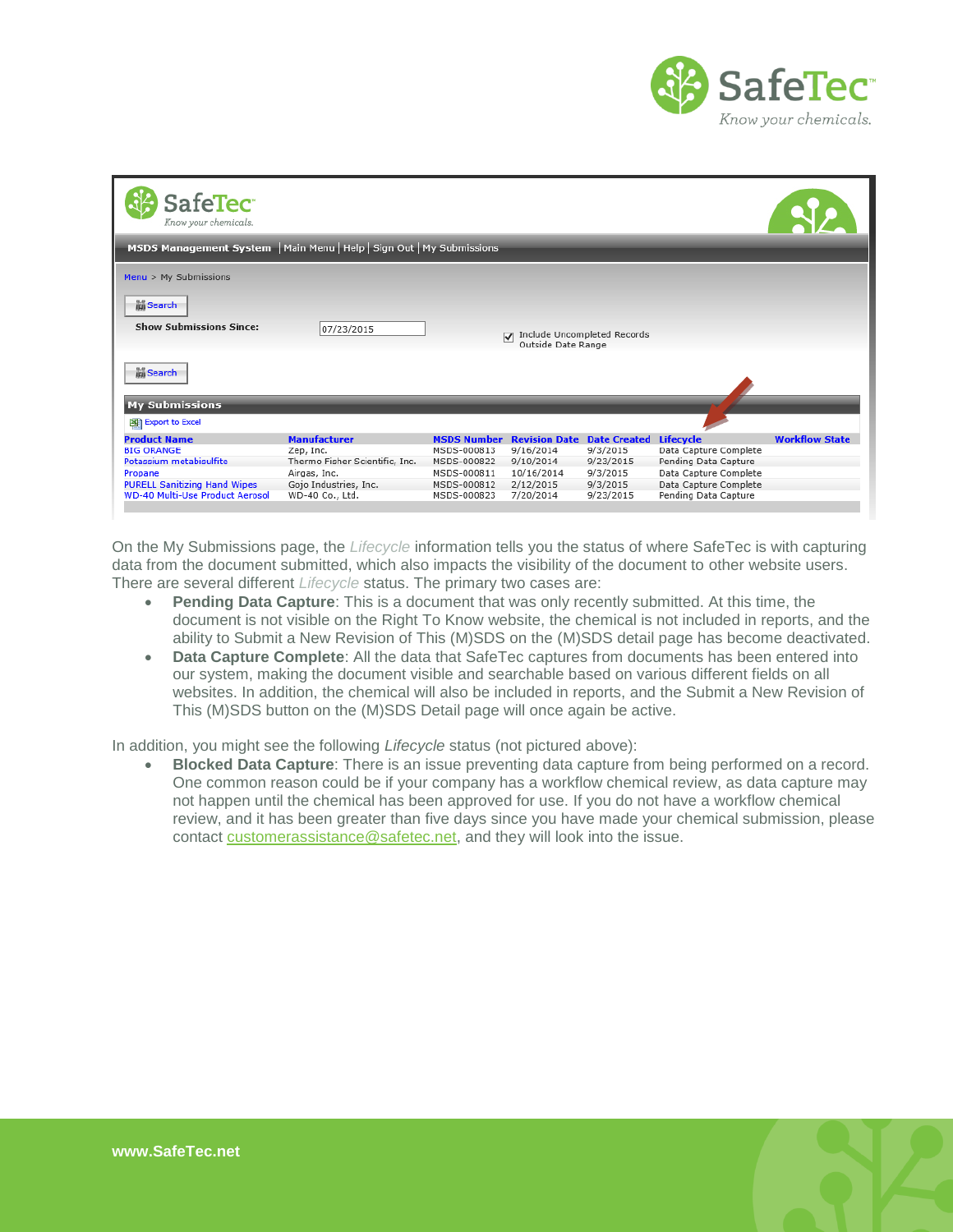| Product Name | Manufacturer | MSDS Number | Revision Date | Date Created | Lifecycle | Workflow State |
|---|---|---|---|---|---|---|
| BIG ORANGE | Zep, Inc. | MSDS-000813 | 9/16/2014 | 9/3/2015 | Data Capture Complete | |
| Potassium metabisulfite | Thermo Fisher Scientific, Inc. | MSDS-000822 | 9/10/2014 | 9/23/2015 | Pending Data Capture | |
| Propane | Airgas, Inc. | MSDS-000811 | 10/16/2014 | 9/3/2015 | Data Capture Complete | |
| PURELL Sanitizing Hand Wipes | Gojo Industries, Inc. | MSDS-000812 | 2/12/2015 | 9/3/2015 | Data Capture Complete | |
| WD-40 Multi-Use Product Aerosol | WD-40 Co., Ltd. | MSDS-000823 | 7/20/2014 | 9/23/2015 | Pending Data Capture | |

On the My Submissions page, the *Lifecycle* information tells you the status of where SafeTec is with capturing data from the document submitted, which also impacts the visibility of the document to other website users. There are several different *Lifecycle* status. The primary two cases are:

- **Pending Data Capture**: This is a document that was only recently submitted. At this time, the document is not visible on the Right To Know website, the chemical is not included in reports, and the ability to Submit a New Revision of This (M)SDS on the (M)SDS detail page has become deactivated.
- **Data Capture Complete**: All the data that SafeTec captures from documents has been entered into our system, making the document visible and searchable based on various different fields on all websites. In addition, the chemical will also be included in reports, and the Submit a New Revision of This (M)SDS button on the (M)SDS Detail page will once again be active.

In addition, you might see the following *Lifecycle* status (not pictured above):

- **Blocked Data Capture**: There is an issue preventing data capture from being performed on a record. One common reason could be if your company has a workflow chemical review, as data capture may not happen until the chemical has been approved for use. If you do not have a workflow chemical review, and it has been greater than five days since you have made your chemical submission, please contact customerassistance@safetec.net, and they will look into the issue.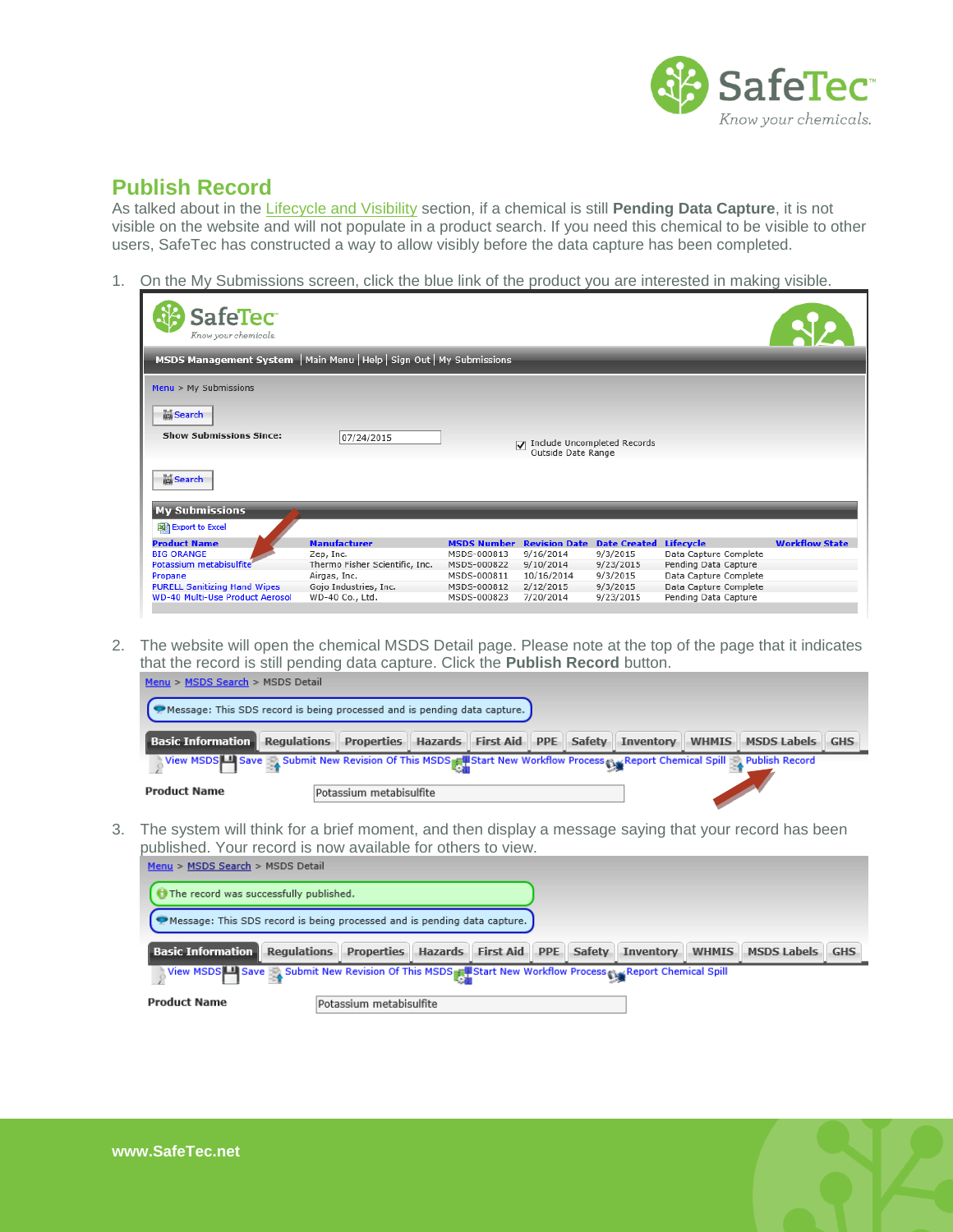## Publish Record

As talked about in the Lifecycle and Visibility section, if a chemical is still **Pending Data Capture**, it is not visible on the website and will not populate in a product search. If you need this chemical to be visible to other users, SafeTec has constructed a way to allow visibly before the data capture has been completed.

1. On the My Submissions screen, click the blue link of the product you are interested in making visible.

2. The website will open the chemical MSDS Detail page. Please note at the top of the page that it indicates that the record is still pending data capture. Click the **Publish Record** button.

3. The system will think for a brief moment, and then display a message saying that your record has been published. Your record is now available for others to view.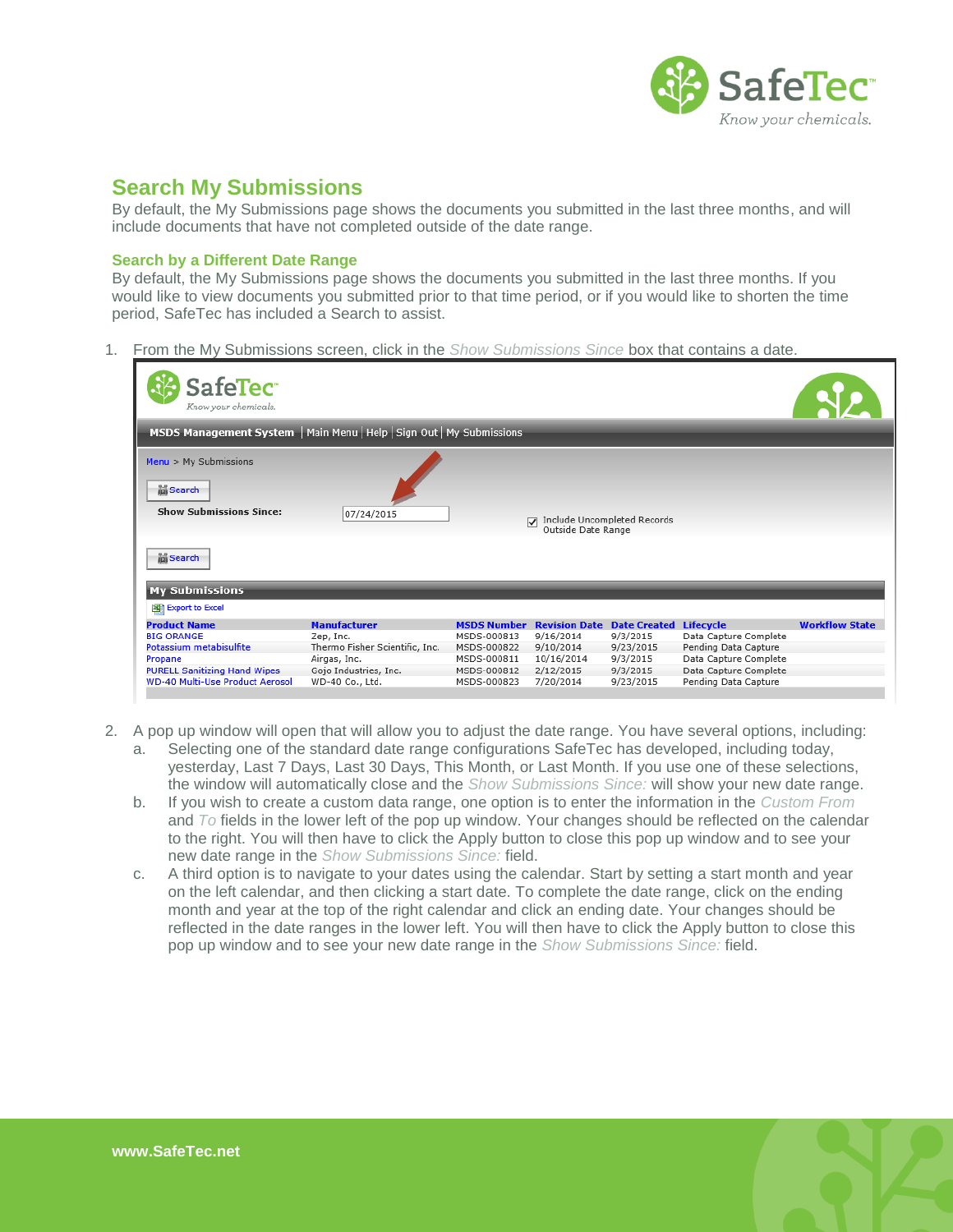## Search My Submissions

By default, the My Submissions page shows the documents you submitted in the last three months, and will include documents that have not completed outside of the date range.

### Search by a Different Date Range

By default, the My Submissions page shows the documents you submitted in the last three months. If you would like to view documents you submitted prior to that time period, or if you would like to shorten the time period, SafeTec has included a Search to assist.

1. From the My Submissions screen, click in the *Show Submissions Since* box that contains a date.

2. A pop up window will open that will allow you to adjust the date range. You have several options, including:
   a. Selecting one of the standard date range configurations SafeTec has developed, including today, yesterday, Last 7 Days, Last 30 Days, This Month, or Last Month. If you use one of these selections, the window will automatically close and the *Show Submissions Since:* will show your new date range.
   b. If you wish to create a custom data range, one option is to enter the information in the *Custom From* and *To* fields in the lower left of the pop up window. Your changes should be reflected on the calendar to the right. You will then have to click the Apply button to close this pop up window and to see your new date range in the *Show Submissions Since:* field.
   c. A third option is to navigate to your dates using the calendar. Start by setting a start month and year on the left calendar, and then clicking a start date. To complete the date range, click on the ending month and year at the top of the right calendar and click an ending date. Your changes should be reflected in the date ranges in the lower left. You will then have to click the Apply button to close this pop up window and to see your new date range in the *Show Submissions Since:* field.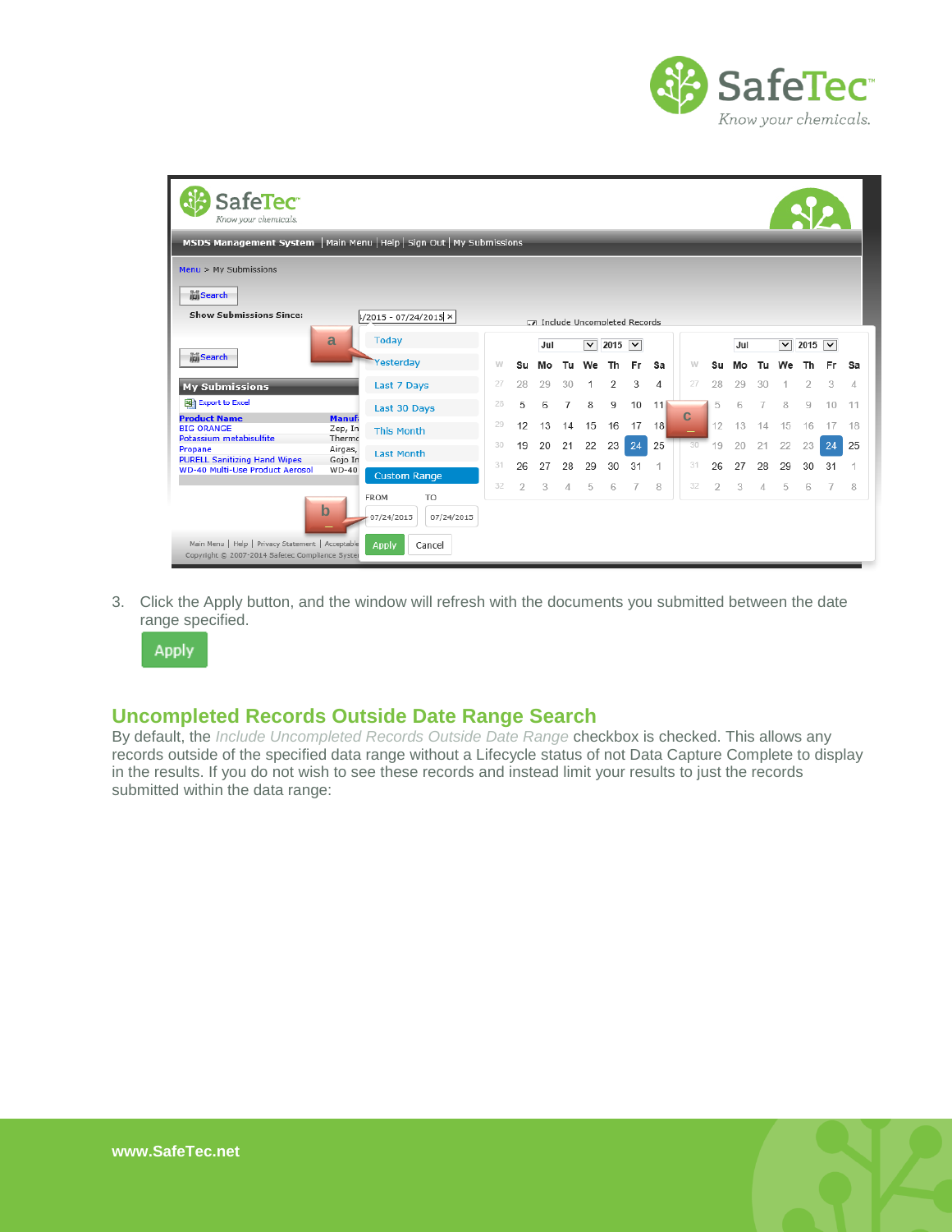3. Click the Apply button, and the window will refresh with the documents you submitted between the date range specified.

## Uncompleted Records Outside Date Range Search

By default, the *Include Uncompleted Records Outside Date Range* checkbox is checked. This allows any records outside of the specified data range without a Lifecycle status of not Data Capture Complete to display in the results. If you do not wish to see these records and instead limit your results to just the records submitted within the data range: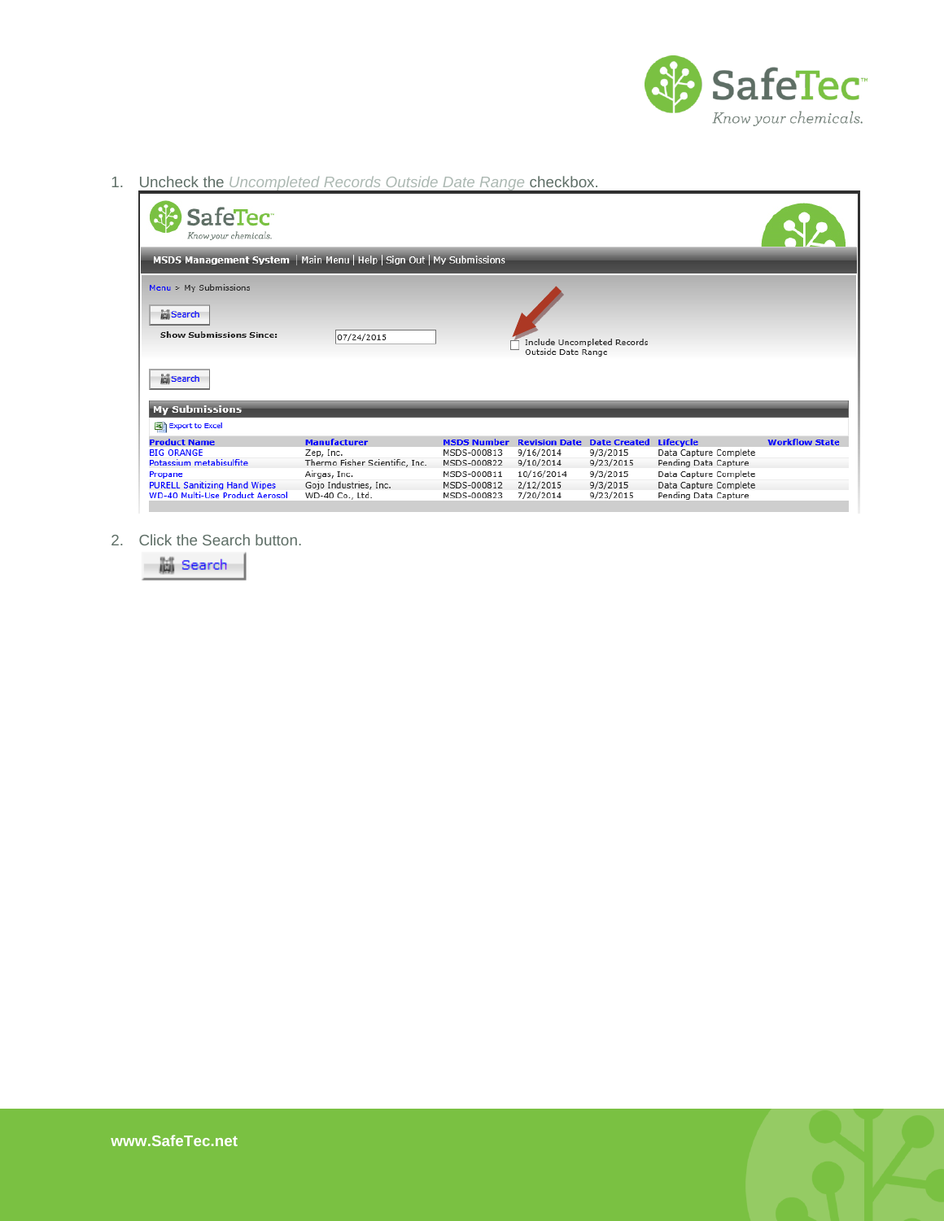1. Uncheck the *Uncompleted Records Outside Date Range* checkbox.

2. Click the Search button.